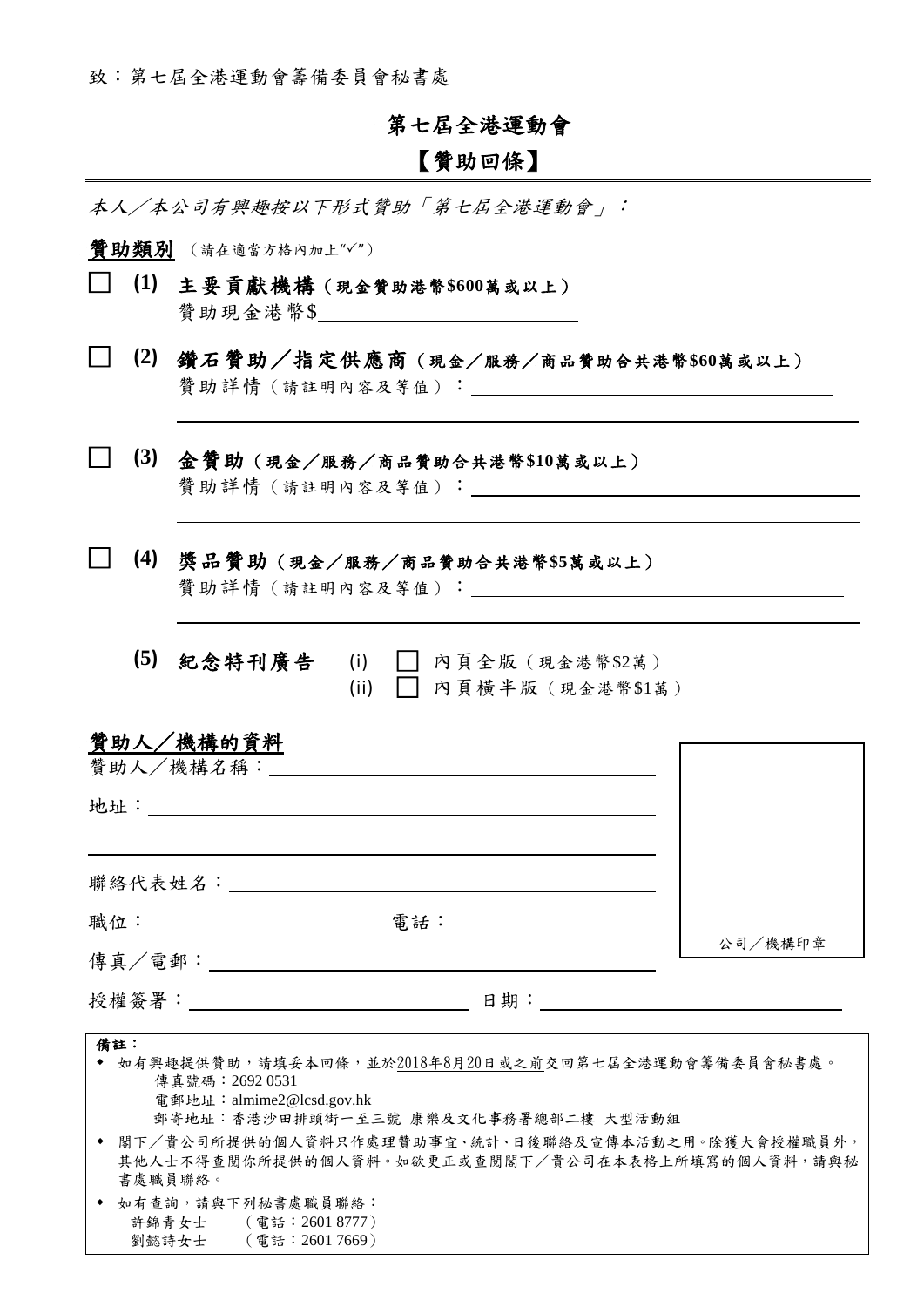致：第七屆全港運動會籌備委員會秘書處

# 第七屆全港運動會

## 【贊助回條】

*本人／本公司有興趣按以下形式贊助「第七屆全港運動會」：*

**贊助類別**（請在適當方格內加上"✓"）

☐ **(1) 主要貢獻機構（現金贊助港幣$600萬或以上）**
贊助現金港幣$\_\_\_\_\_\_\_\_\_\_\_\_\_\_\_\_

☐ **(2) 鑽石贊助／指定供應商（現金／服務／商品贊助合共港幣$60萬或以上）**
贊助詳情（請註明內容及等值）：\_\_\_\_\_\_\_\_\_\_\_\_\_\_\_\_

☐ **(3) 金贊助（現金／服務／商品贊助合共港幣$10萬或以上）**
贊助詳情（請註明內容及等值）：\_\_\_\_\_\_\_\_\_\_\_\_\_\_\_\_

☐ **(4) 獎品贊助（現金／服務／商品贊助合共港幣$5萬或以上）**
贊助詳情（請註明內容及等值）：\_\_\_\_\_\_\_\_\_\_\_\_\_\_\_\_

**(5) 紀念特刊廣告**
(i) ☐ 內頁全版（現金港幣$2萬）
(ii) ☐ 內頁橫半版（現金港幣$1萬）

**<u>贊助人／機構的資料</u>**

贊助人／機構名稱：\_\_\_\_\_\_\_\_\_\_\_\_\_\_\_\_

地址：\_\_\_\_\_\_\_\_\_\_\_\_\_\_\_\_

聯絡代表姓名：\_\_\_\_\_\_\_\_\_\_\_\_\_\_\_\_

職位：\_\_\_\_\_\_\_\_ 電話：\_\_\_\_\_\_\_\_

傳真／電郵：\_\_\_\_\_\_\_\_\_\_\_\_\_\_\_\_

授權簽署：\_\_\_\_\_\_\_\_ 日期：\_\_\_\_\_\_\_\_

公司／機構印章

**備註：**

- 如有興趣提供贊助，請填妥本回條，並於<u>2018年8月20日或之前</u>交回第七屆全港運動會籌備委員會秘書處。
  傳真號碼：2692 0531
  電郵地址：almime2@lcsd.gov.hk
  郵寄地址：香港沙田排頭街一至三號 康樂及文化事務署總部二樓 大型活動組
- 閣下／貴公司所提供的個人資料只作處理贊助事宜、統計、日後聯絡及宣傳本活動之用。除獲大會授權職員外，其他人士不得查閱你所提供的個人資料。如欲更正或查閱閣下／貴公司在本表格上所填寫的個人資料，請與秘書處職員聯絡。
- 如有查詢，請與下列秘書處職員聯絡：
  許錦青女士（電話：2601 8777）
  劉懿詩女士（電話：2601 7669）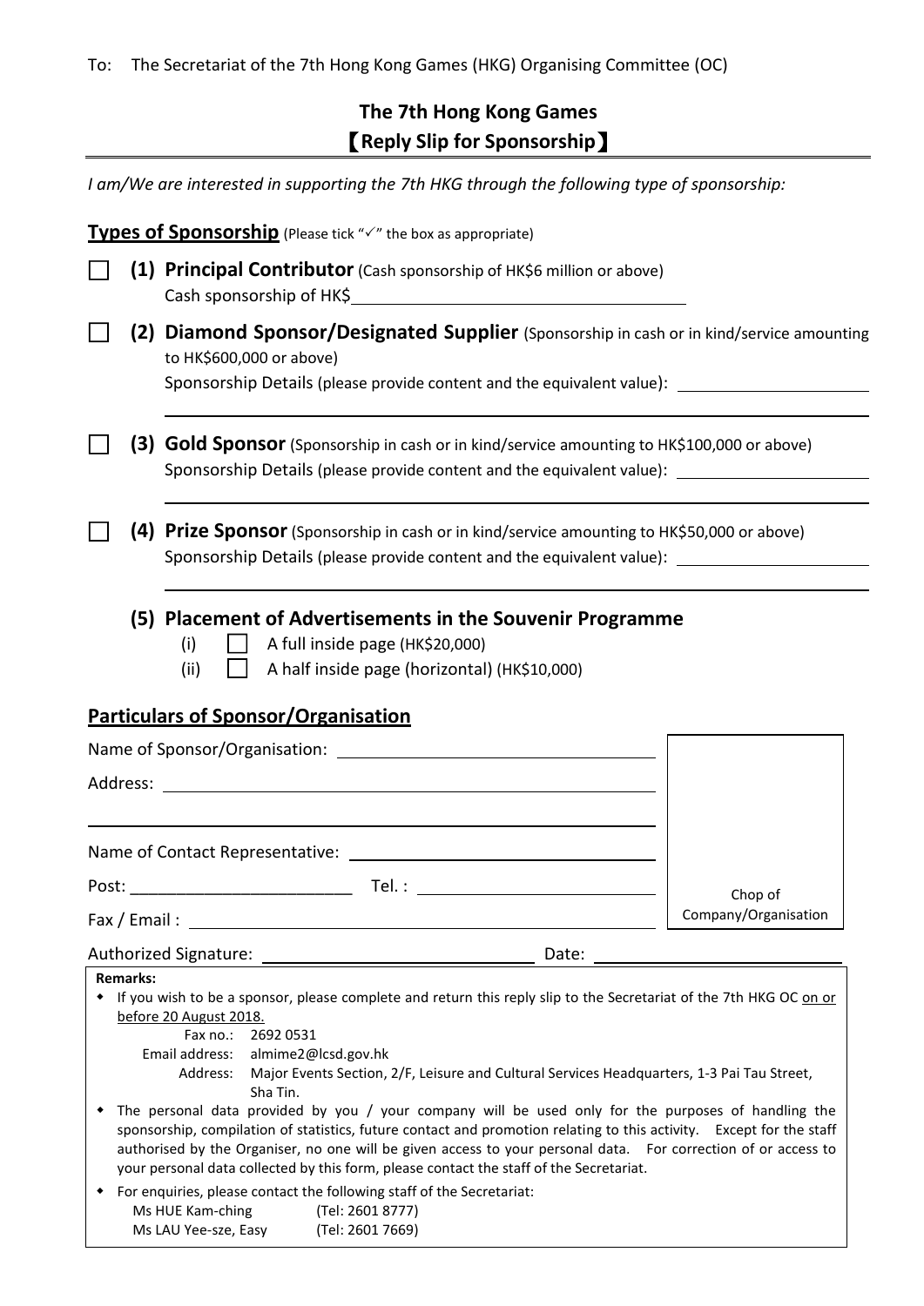To: The Secretariat of the 7th Hong Kong Games (HKG) Organising Committee (OC)

# The 7th Hong Kong Games
## 【Reply Slip for Sponsorship】

*I am/We are interested in supporting the 7th HKG through the following type of sponsorship:*

**Types of Sponsorship** (Please tick "✓" the box as appropriate)

☐ **(1) Principal Contributor** (Cash sponsorship of HK$6 million or above)
Cash sponsorship of HK$\_\_\_\_\_\_\_\_\_\_\_\_\_\_\_\_\_\_\_\_

☐ **(2) Diamond Sponsor/Designated Supplier** (Sponsorship in cash or in kind/service amounting to HK$600,000 or above)
Sponsorship Details (please provide content and the equivalent value): \_\_\_\_\_\_\_\_\_\_\_\_\_\_\_\_\_\_\_\_

☐ **(3) Gold Sponsor** (Sponsorship in cash or in kind/service amounting to HK$100,000 or above)
Sponsorship Details (please provide content and the equivalent value): \_\_\_\_\_\_\_\_\_\_\_\_\_\_\_\_\_\_\_\_

☐ **(4) Prize Sponsor** (Sponsorship in cash or in kind/service amounting to HK$50,000 or above)
Sponsorship Details (please provide content and the equivalent value): \_\_\_\_\_\_\_\_\_\_\_\_\_\_\_\_\_\_\_\_

**(5) Placement of Advertisements in the Souvenir Programme**
(i) ☐ A full inside page (HK$20,000)
(ii) ☐ A half inside page (horizontal) (HK$10,000)

**Particulars of Sponsor/Organisation**

Name of Sponsor/Organisation: \_\_\_\_\_\_\_\_\_\_\_\_\_\_\_\_\_\_\_\_

Address: \_\_\_\_\_\_\_\_\_\_\_\_\_\_\_\_\_\_\_\_

Name of Contact Representative: \_\_\_\_\_\_\_\_\_\_\_\_\_\_\_\_\_\_\_\_

Post: \_\_\_\_\_\_\_\_\_\_\_\_\_\_\_\_\_\_\_\_ Tel. : \_\_\_\_\_\_\_\_\_\_\_\_\_\_\_\_\_\_\_\_

Fax / Email : \_\_\_\_\_\_\_\_\_\_\_\_\_\_\_\_\_\_\_\_

Chop of Company/Organisation

Authorized Signature: \_\_\_\_\_\_\_\_\_\_\_\_\_\_\_\_\_\_\_\_ Date: \_\_\_\_\_\_\_\_\_\_\_\_\_\_\_\_\_\_\_\_

**Remarks:**

- If you wish to be a sponsor, please complete and return this reply slip to the Secretariat of the 7th HKG OC on or before 20 August 2018.
  - Fax no.: 2692 0531
  - Email address: almime2@lcsd.gov.hk
  - Address: Major Events Section, 2/F, Leisure and Cultural Services Headquarters, 1-3 Pai Tau Street, Sha Tin.
- The personal data provided by you / your company will be used only for the purposes of handling the sponsorship, compilation of statistics, future contact and promotion relating to this activity. Except for the staff authorised by the Organiser, no one will be given access to your personal data. For correction of or access to your personal data collected by this form, please contact the staff of the Secretariat.
- For enquiries, please contact the following staff of the Secretariat:
  - Ms HUE Kam-ching (Tel: 2601 8777)
  - Ms LAU Yee-sze, Easy (Tel: 2601 7669)